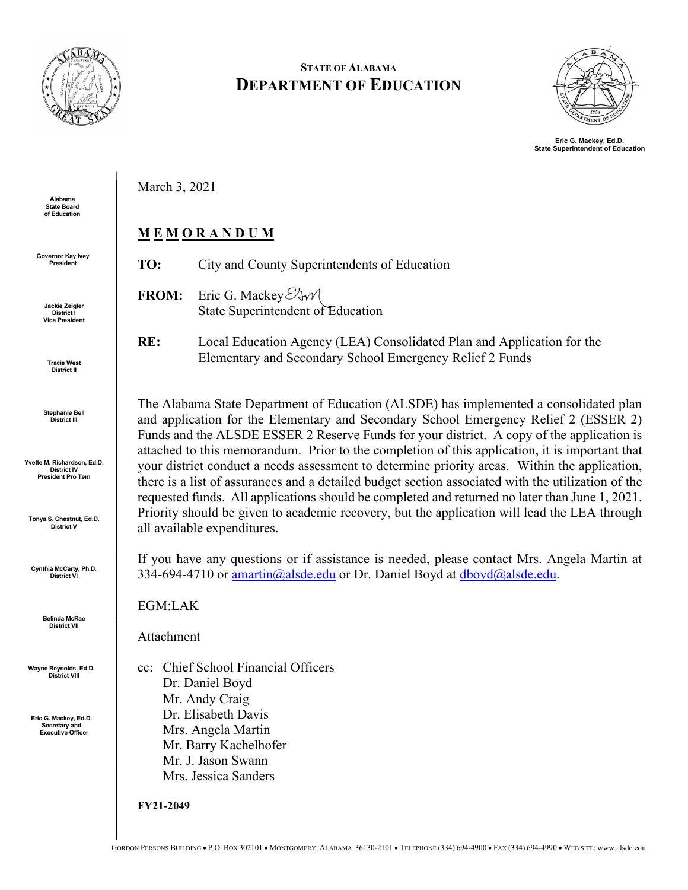STATE OF ALABAMA
# DEPARTMENT OF EDUCATION

Eric G. Mackey, Ed.D.
State Superintendent of Education

**Alabama State Board of Education**

**Governor Kay Ivey**
President

**Jackie Zeigler**
District I
Vice President

**Tracie West**
District II

**Stephanie Bell**
District III

**Yvette M. Richardson, Ed.D.**
District IV
President Pro Tem

**Tonya S. Chestnut, Ed.D.**
District V

**Cynthia McCarty, Ph.D.**
District VI

**Belinda McRae**
District VII

**Wayne Reynolds, Ed.D.**
District VIII

**Eric G. Mackey, Ed.D.**
Secretary and
Executive Officer

March 3, 2021

## M E M O R A N D U M

**TO:** City and County Superintendents of Education

**FROM:** Eric G. Mackey
State Superintendent of Education

**RE:** Local Education Agency (LEA) Consolidated Plan and Application for the Elementary and Secondary School Emergency Relief 2 Funds

The Alabama State Department of Education (ALSDE) has implemented a consolidated plan and application for the Elementary and Secondary School Emergency Relief 2 (ESSER 2) Funds and the ALSDE ESSER 2 Reserve Funds for your district. A copy of the application is attached to this memorandum. Prior to the completion of this application, it is important that your district conduct a needs assessment to determine priority areas. Within the application, there is a list of assurances and a detailed budget section associated with the utilization of the requested funds. All applications should be completed and returned no later than June 1, 2021. Priority should be given to academic recovery, but the application will lead the LEA through all available expenditures.

If you have any questions or if assistance is needed, please contact Mrs. Angela Martin at 334-694-4710 or amartin@alsde.edu or Dr. Daniel Boyd at dboyd@alsde.edu.

EGM:LAK

Attachment

cc: Chief School Financial Officers
Dr. Daniel Boyd
Mr. Andy Craig
Dr. Elisabeth Davis
Mrs. Angela Martin
Mr. Barry Kachelhofer
Mr. J. Jason Swann
Mrs. Jessica Sanders

**FY21-2049**

GORDON PERSONS BUILDING • P.O. BOX 302101 • MONTGOMERY, ALABAMA 36130-2101 • TELEPHONE (334) 694-4900 • FAX (334) 694-4990 • WEB SITE: www.alsde.edu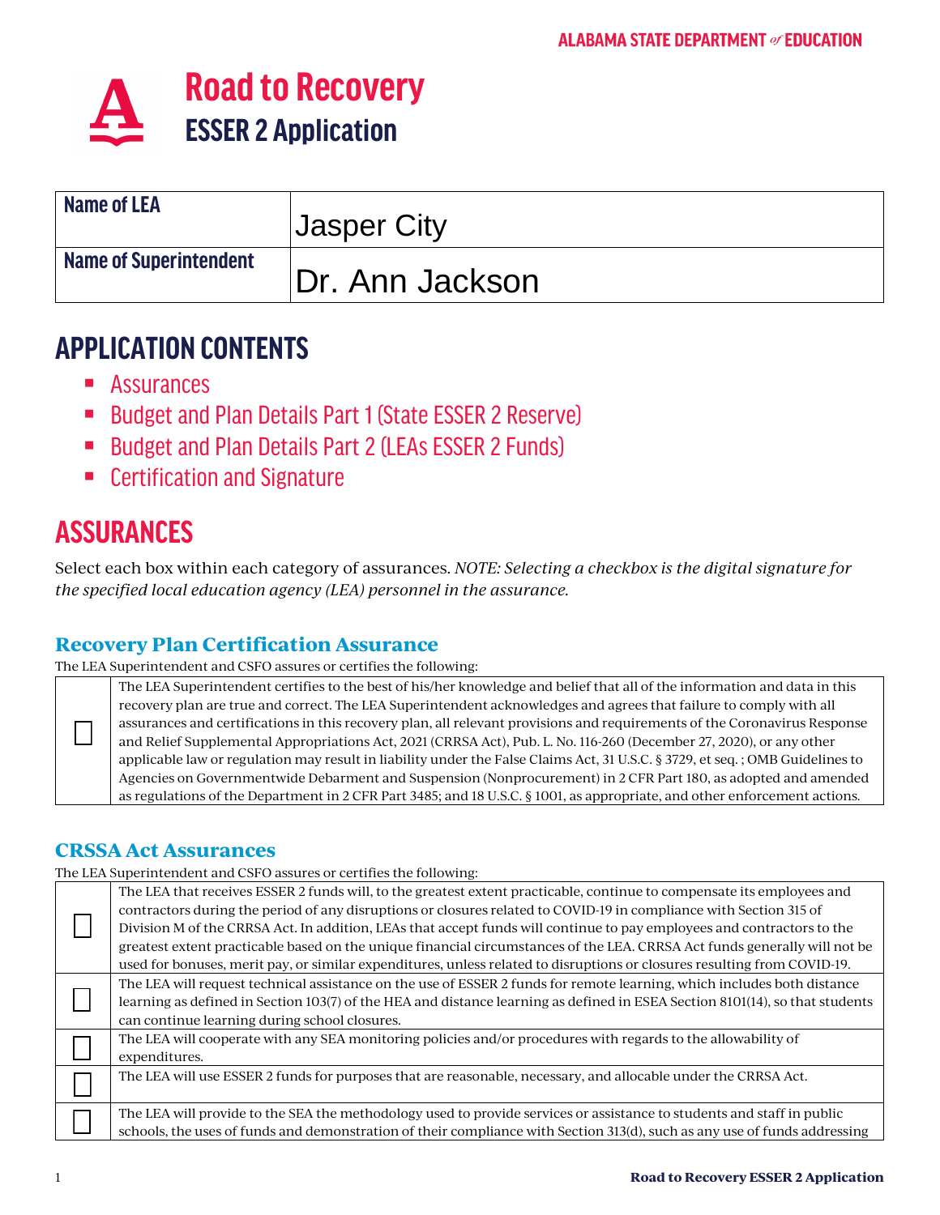ALABAMA STATE DEPARTMENT of EDUCATION

# Road to Recovery

## ESSER 2 Application

| Name of LEA | Jasper City |
|---|---|
| Name of Superintendent | Dr. Ann Jackson |

# APPLICATION CONTENTS

- Assurances
- Budget and Plan Details Part 1 (State ESSER 2 Reserve)
- Budget and Plan Details Part 2 (LEAs ESSER 2 Funds)
- Certification and Signature

# ASSURANCES

Select each box within each category of assurances. *NOTE: Selecting a checkbox is the digital signature for the specified local education agency (LEA) personnel in the assurance.*

### Recovery Plan Certification Assurance

The LEA Superintendent and CSFO assures or certifies the following:

| | |
|---|---|
| ☐ | The LEA Superintendent certifies to the best of his/her knowledge and belief that all of the information and data in this recovery plan are true and correct. The LEA Superintendent acknowledges and agrees that failure to comply with all assurances and certifications in this recovery plan, all relevant provisions and requirements of the Coronavirus Response and Relief Supplemental Appropriations Act, 2021 (CRRSA Act), Pub. L. No. 116-260 (December 27, 2020), or any other applicable law or regulation may result in liability under the False Claims Act, 31 U.S.C. § 3729, et seq. ; OMB Guidelines to Agencies on Governmentwide Debarment and Suspension (Nonprocurement) in 2 CFR Part 180, as adopted and amended as regulations of the Department in 2 CFR Part 3485; and 18 U.S.C. § 1001, as appropriate, and other enforcement actions. |

### CRSSA Act Assurances

The LEA Superintendent and CSFO assures or certifies the following:

| | |
|---|---|
| ☐ | The LEA that receives ESSER 2 funds will, to the greatest extent practicable, continue to compensate its employees and contractors during the period of any disruptions or closures related to COVID-19 in compliance with Section 315 of Division M of the CRRSA Act. In addition, LEAs that accept funds will continue to pay employees and contractors to the greatest extent practicable based on the unique financial circumstances of the LEA. CRRSA Act funds generally will not be used for bonuses, merit pay, or similar expenditures, unless related to disruptions or closures resulting from COVID-19. |
| ☐ | The LEA will request technical assistance on the use of ESSER 2 funds for remote learning, which includes both distance learning as defined in Section 103(7) of the HEA and distance learning as defined in ESEA Section 8101(14), so that students can continue learning during school closures. |
| ☐ | The LEA will cooperate with any SEA monitoring policies and/or procedures with regards to the allowability of expenditures. |
| ☐ | The LEA will use ESSER 2 funds for purposes that are reasonable, necessary, and allocable under the CRRSA Act. |
| ☐ | The LEA will provide to the SEA the methodology used to provide services or assistance to students and staff in public schools, the uses of funds and demonstration of their compliance with Section 313(d), such as any use of funds addressing |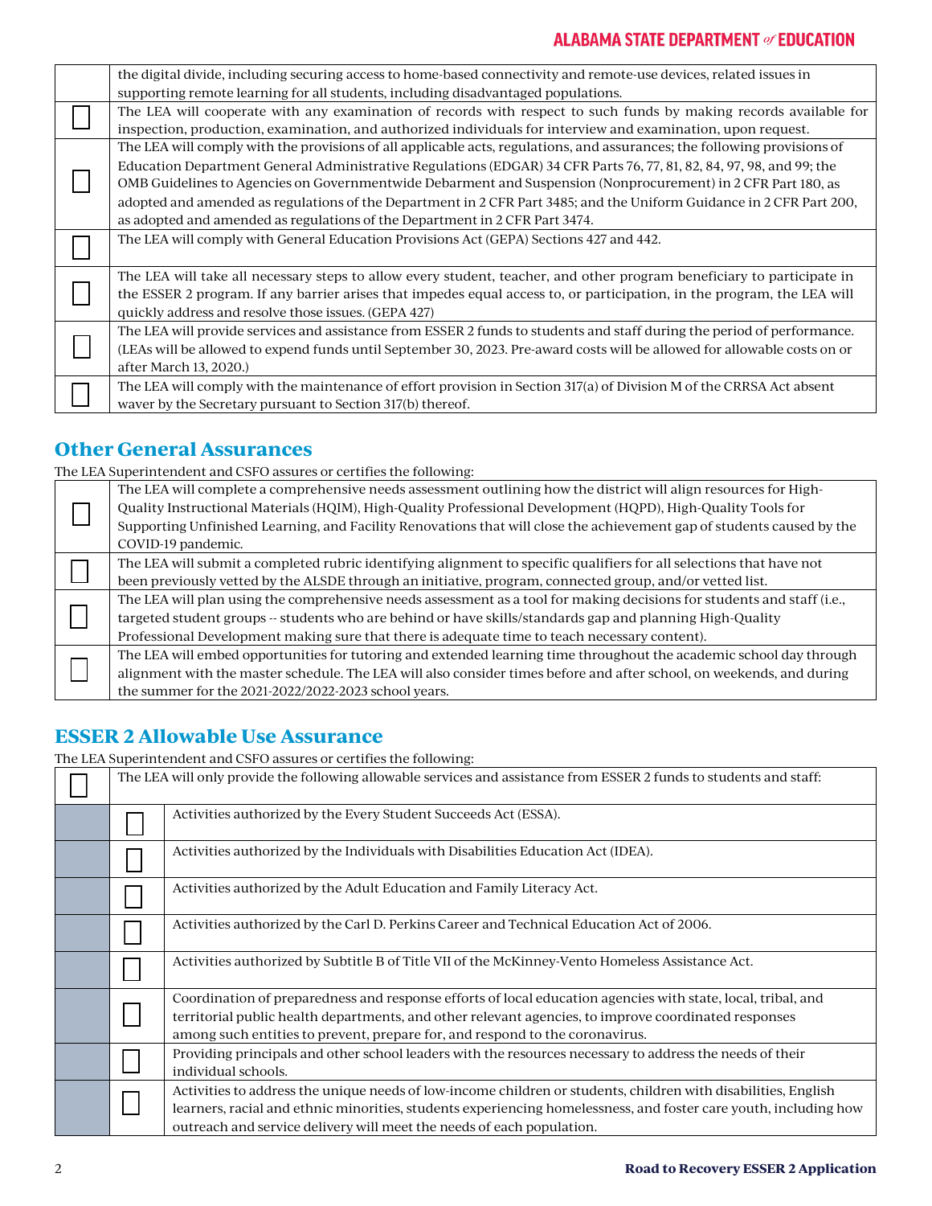| | |
|---|---|
| | the digital divide, including securing access to home-based connectivity and remote-use devices, related issues in supporting remote learning for all students, including disadvantaged populations. |
| ☐ | The LEA will cooperate with any examination of records with respect to such funds by making records available for inspection, production, examination, and authorized individuals for interview and examination, upon request. |
| ☐ | The LEA will comply with the provisions of all applicable acts, regulations, and assurances; the following provisions of Education Department General Administrative Regulations (EDGAR) 34 CFR Parts 76, 77, 81, 82, 84, 97, 98, and 99; the OMB Guidelines to Agencies on Governmentwide Debarment and Suspension (Nonprocurement) in 2 CFR Part 180, as adopted and amended as regulations of the Department in 2 CFR Part 3485; and the Uniform Guidance in 2 CFR Part 200, as adopted and amended as regulations of the Department in 2 CFR Part 3474. |
| ☐ | The LEA will comply with General Education Provisions Act (GEPA) Sections 427 and 442. |
| ☐ | The LEA will take all necessary steps to allow every student, teacher, and other program beneficiary to participate in the ESSER 2 program. If any barrier arises that impedes equal access to, or participation, in the program, the LEA will quickly address and resolve those issues. (GEPA 427) |
| ☐ | The LEA will provide services and assistance from ESSER 2 funds to students and staff during the period of performance. (LEAs will be allowed to expend funds until September 30, 2023. Pre-award costs will be allowed for allowable costs on or after March 13, 2020.) |
| ☐ | The LEA will comply with the maintenance of effort provision in Section 317(a) of Division M of the CRRSA Act absent waver by the Secretary pursuant to Section 317(b) thereof. |

## Other General Assurances

The LEA Superintendent and CSFO assures or certifies the following:

| | |
|---|---|
| ☐ | The LEA will complete a comprehensive needs assessment outlining how the district will align resources for High-Quality Instructional Materials (HQIM), High-Quality Professional Development (HQPD), High-Quality Tools for Supporting Unfinished Learning, and Facility Renovations that will close the achievement gap of students caused by the COVID-19 pandemic. |
| ☐ | The LEA will submit a completed rubric identifying alignment to specific qualifiers for all selections that have not been previously vetted by the ALSDE through an initiative, program, connected group, and/or vetted list. |
| ☐ | The LEA will plan using the comprehensive needs assessment as a tool for making decisions for students and staff (i.e., targeted student groups -- students who are behind or have skills/standards gap and planning High-Quality Professional Development making sure that there is adequate time to teach necessary content). |
| ☐ | The LEA will embed opportunities for tutoring and extended learning time throughout the academic school day through alignment with the master schedule. The LEA will also consider times before and after school, on weekends, and during the summer for the 2021-2022/2022-2023 school years. |

## ESSER 2 Allowable Use Assurance

The LEA Superintendent and CSFO assures or certifies the following:

| | | |
|---|---|---|
| ☐ | The LEA will only provide the following allowable services and assistance from ESSER 2 funds to students and staff: | |
| | ☐ | Activities authorized by the Every Student Succeeds Act (ESSA). |
| | ☐ | Activities authorized by the Individuals with Disabilities Education Act (IDEA). |
| | ☐ | Activities authorized by the Adult Education and Family Literacy Act. |
| | ☐ | Activities authorized by the Carl D. Perkins Career and Technical Education Act of 2006. |
| | ☐ | Activities authorized by Subtitle B of Title VII of the McKinney-Vento Homeless Assistance Act. |
| | ☐ | Coordination of preparedness and response efforts of local education agencies with state, local, tribal, and territorial public health departments, and other relevant agencies, to improve coordinated responses among such entities to prevent, prepare for, and respond to the coronavirus. |
| | ☐ | Providing principals and other school leaders with the resources necessary to address the needs of their individual schools. |
| | ☐ | Activities to address the unique needs of low-income children or students, children with disabilities, English learners, racial and ethnic minorities, students experiencing homelessness, and foster care youth, including how outreach and service delivery will meet the needs of each population. |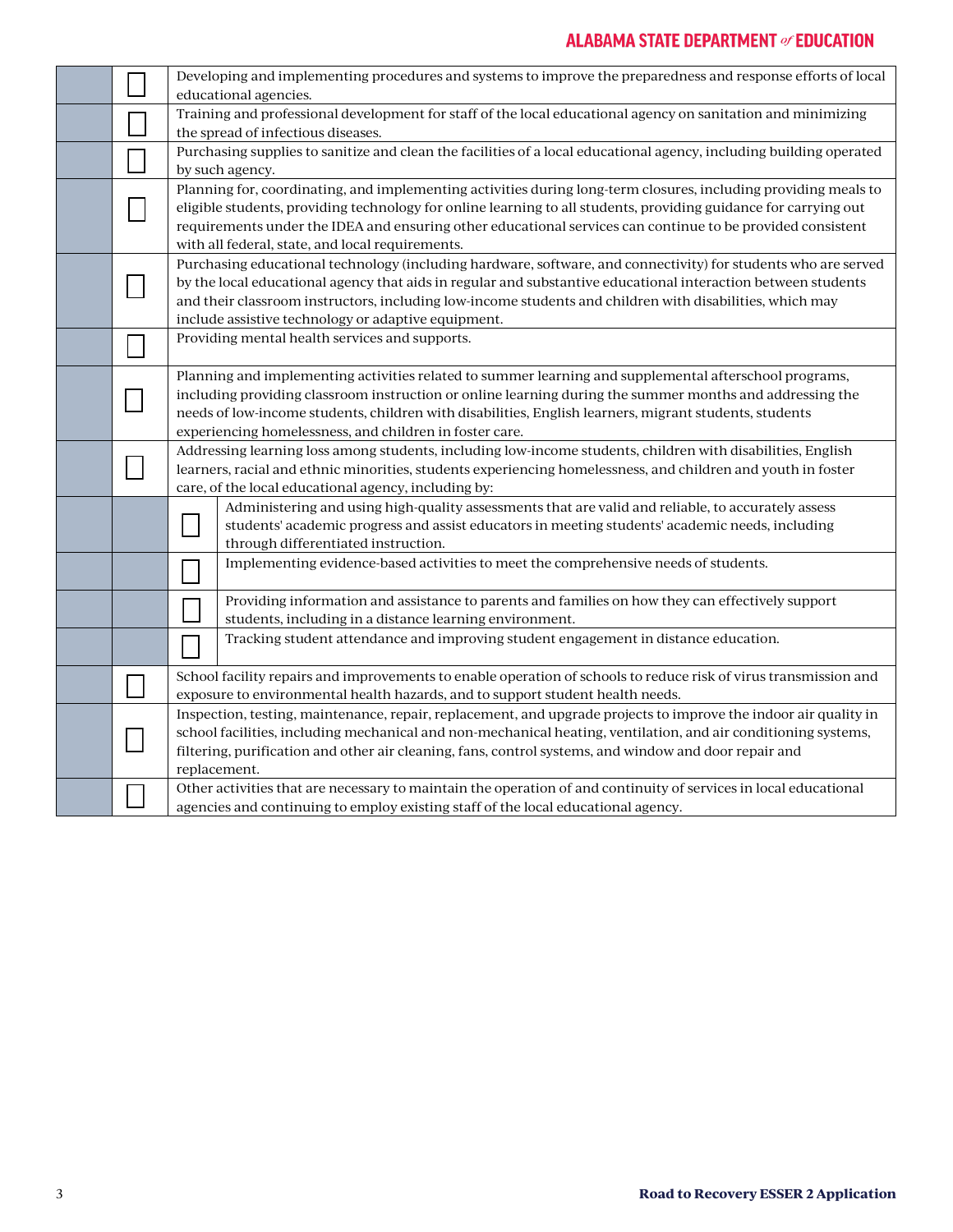| | | | |
|---|---|---|---|
| | ☐ | Developing and implementing procedures and systems to improve the preparedness and response efforts of local educational agencies. | |
| | ☐ | Training and professional development for staff of the local educational agency on sanitation and minimizing the spread of infectious diseases. | |
| | ☐ | Purchasing supplies to sanitize and clean the facilities of a local educational agency, including building operated by such agency. | |
| | ☐ | Planning for, coordinating, and implementing activities during long-term closures, including providing meals to eligible students, providing technology for online learning to all students, providing guidance for carrying out requirements under the IDEA and ensuring other educational services can continue to be provided consistent with all federal, state, and local requirements. | |
| | ☐ | Purchasing educational technology (including hardware, software, and connectivity) for students who are served by the local educational agency that aids in regular and substantive educational interaction between students and their classroom instructors, including low-income students and children with disabilities, which may include assistive technology or adaptive equipment. | |
| | ☐ | Providing mental health services and supports. | |
| | ☐ | Planning and implementing activities related to summer learning and supplemental afterschool programs, including providing classroom instruction or online learning during the summer months and addressing the needs of low-income students, children with disabilities, English learners, migrant students, students experiencing homelessness, and children in foster care. | |
| | ☐ | Addressing learning loss among students, including low-income students, children with disabilities, English learners, racial and ethnic minorities, students experiencing homelessness, and children and youth in foster care, of the local educational agency, including by: | |
| | | ☐ | Administering and using high-quality assessments that are valid and reliable, to accurately assess students' academic progress and assist educators in meeting students' academic needs, including through differentiated instruction. |
| | | ☐ | Implementing evidence-based activities to meet the comprehensive needs of students. |
| | | ☐ | Providing information and assistance to parents and families on how they can effectively support students, including in a distance learning environment. |
| | | ☐ | Tracking student attendance and improving student engagement in distance education. |
| | ☐ | School facility repairs and improvements to enable operation of schools to reduce risk of virus transmission and exposure to environmental health hazards, and to support student health needs. | |
| | ☐ | Inspection, testing, maintenance, repair, replacement, and upgrade projects to improve the indoor air quality in school facilities, including mechanical and non-mechanical heating, ventilation, and air conditioning systems, filtering, purification and other air cleaning, fans, control systems, and window and door repair and replacement. | |
| | ☐ | Other activities that are necessary to maintain the operation of and continuity of services in local educational agencies and continuing to employ existing staff of the local educational agency. | |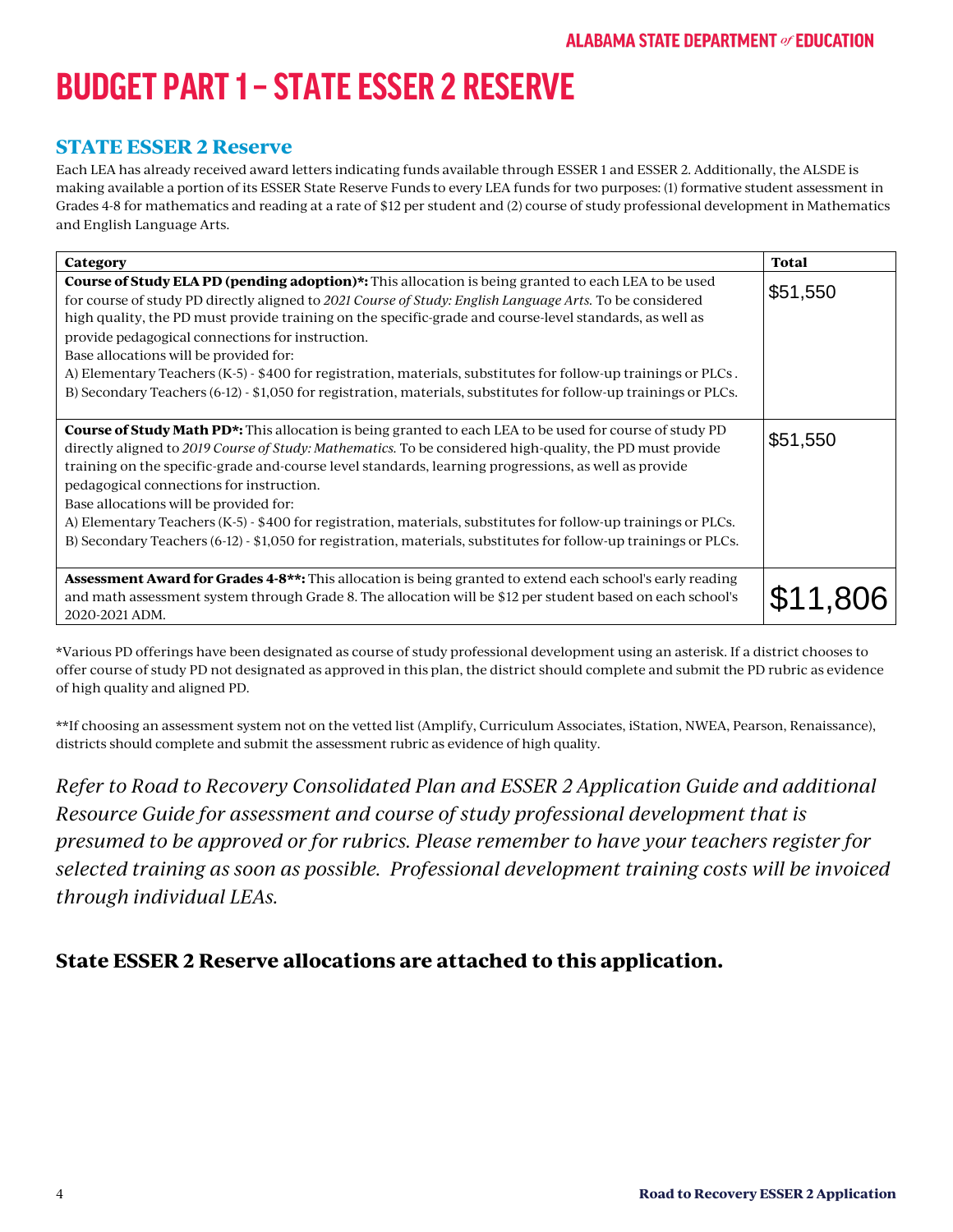# BUDGET PART 1 – STATE ESSER 2 RESERVE

## STATE ESSER 2 Reserve

Each LEA has already received award letters indicating funds available through ESSER 1 and ESSER 2. Additionally, the ALSDE is making available a portion of its ESSER State Reserve Funds to every LEA funds for two purposes: (1) formative student assessment in Grades 4-8 for mathematics and reading at a rate of $12 per student and (2) course of study professional development in Mathematics and English Language Arts.

| Category | Total |
|---|---|
| **Course of Study ELA PD (pending adoption)*:** This allocation is being granted to each LEA to be used for course of study PD directly aligned to *2021 Course of Study: English Language Arts.* To be considered high quality, the PD must provide training on the specific-grade and course-level standards, as well as provide pedagogical connections for instruction.<br>Base allocations will be provided for:<br>A) Elementary Teachers (K-5) - $400 for registration, materials, substitutes for follow-up trainings or PLCs .<br>B) Secondary Teachers (6-12) - $1,050 for registration, materials, substitutes for follow-up trainings or PLCs. | $51,550 |
| **Course of Study Math PD*:** This allocation is being granted to each LEA to be used for course of study PD directly aligned to *2019 Course of Study: Mathematics.* To be considered high-quality, the PD must provide training on the specific-grade and-course level standards, learning progressions, as well as provide pedagogical connections for instruction.<br>Base allocations will be provided for:<br>A) Elementary Teachers (K-5) - $400 for registration, materials, substitutes for follow-up trainings or PLCs.<br>B) Secondary Teachers (6-12) - $1,050 for registration, materials, substitutes for follow-up trainings or PLCs. | $51,550 |
| **Assessment Award for Grades 4-8**:** This allocation is being granted to extend each school's early reading and math assessment system through Grade 8. The allocation will be $12 per student based on each school's 2020-2021 ADM. | $11,806 |

*Various PD offerings have been designated as course of study professional development using an asterisk. If a district chooses to offer course of study PD not designated as approved in this plan, the district should complete and submit the PD rubric as evidence of high quality and aligned PD.

**If choosing an assessment system not on the vetted list (Amplify, Curriculum Associates, iStation, NWEA, Pearson, Renaissance), districts should complete and submit the assessment rubric as evidence of high quality.

*Refer to Road to Recovery Consolidated Plan and ESSER 2 Application Guide and additional Resource Guide for assessment and course of study professional development that is presumed to be approved or for rubrics. Please remember to have your teachers register for selected training as soon as possible. Professional development training costs will be invoiced through individual LEAs.*

**State ESSER 2 Reserve allocations are attached to this application.**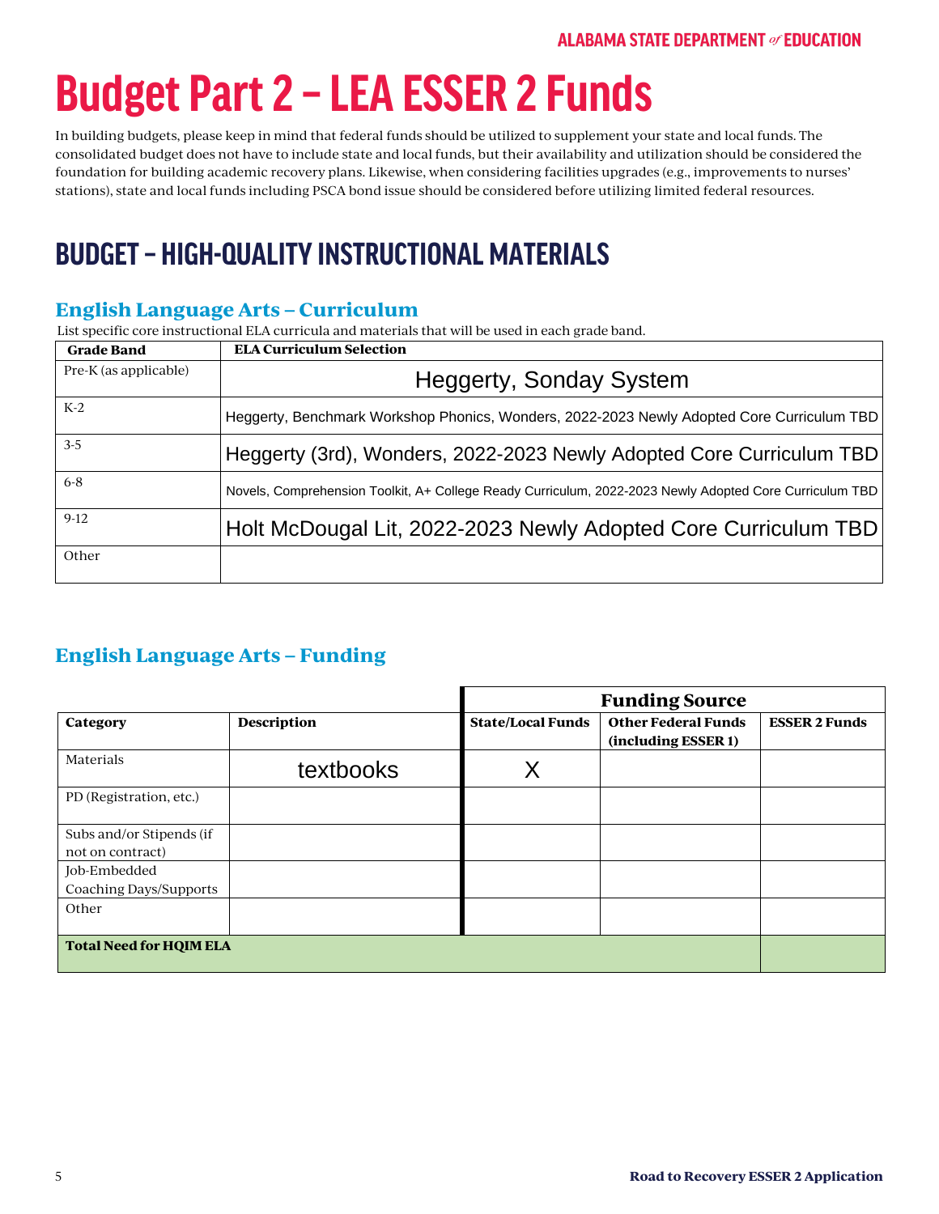# Budget Part 2 – LEA ESSER 2 Funds

In building budgets, please keep in mind that federal funds should be utilized to supplement your state and local funds. The consolidated budget does not have to include state and local funds, but their availability and utilization should be considered the foundation for building academic recovery plans. Likewise, when considering facilities upgrades (e.g., improvements to nurses' stations), state and local funds including PSCA bond issue should be considered before utilizing limited federal resources.

## BUDGET – HIGH-QUALITY INSTRUCTIONAL MATERIALS

### English Language Arts – Curriculum

List specific core instructional ELA curricula and materials that will be used in each grade band.

| Grade Band | ELA Curriculum Selection |
|---|---|
| Pre-K (as applicable) | Heggerty, Sonday System |
| K-2 | Heggerty, Benchmark Workshop Phonics, Wonders, 2022-2023 Newly Adopted Core Curriculum TBD |
| 3-5 | Heggerty (3rd), Wonders, 2022-2023 Newly Adopted Core Curriculum TBD |
| 6-8 | Novels, Comprehension Toolkit, A+ College Ready Curriculum, 2022-2023 Newly Adopted Core Curriculum TBD |
| 9-12 | Holt McDougal Lit, 2022-2023 Newly Adopted Core Curriculum TBD |
| Other | |

### English Language Arts – Funding

| | | Funding Source | | |
|---|---|---|---|---|
| **Category** | **Description** | **State/Local Funds** | **Other Federal Funds (including ESSER 1)** | **ESSER 2 Funds** |
| Materials | textbooks | X | | |
| PD (Registration, etc.) | | | | |
| Subs and/or Stipends (if not on contract) | | | | |
| Job-Embedded Coaching Days/Supports | | | | |
| Other | | | | |
| **Total Need for HQIM ELA** | | | | |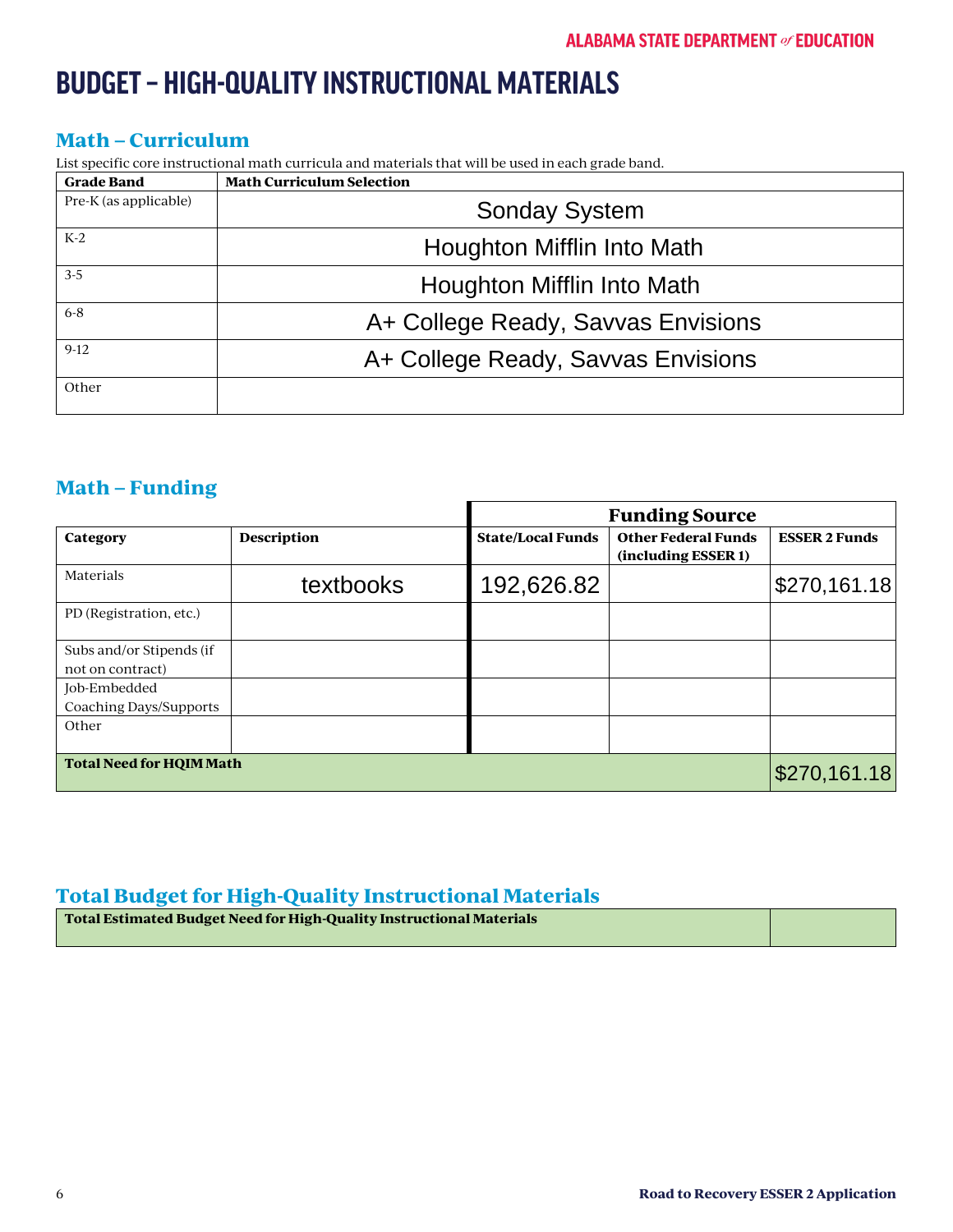# BUDGET – HIGH-QUALITY INSTRUCTIONAL MATERIALS

## Math – Curriculum

List specific core instructional math curricula and materials that will be used in each grade band.

| Grade Band | Math Curriculum Selection |
|---|---|
| Pre-K (as applicable) | Sonday System |
| K-2 | Houghton Mifflin Into Math |
| 3-5 | Houghton Mifflin Into Math |
| 6-8 | A+ College Ready, Savvas Envisions |
| 9-12 | A+ College Ready, Savvas Envisions |
| Other | |

## Math – Funding

| | | Funding Source | | |
|---|---|---|---|---|
| **Category** | **Description** | **State/Local Funds** | **Other Federal Funds (including ESSER 1)** | **ESSER 2 Funds** |
| Materials | textbooks | 192,626.82 | | $270,161.18 |
| PD (Registration, etc.) | | | | |
| Subs and/or Stipends (if not on contract) | | | | |
| Job-Embedded Coaching Days/Supports | | | | |
| Other | | | | |
| **Total Need for HQIM Math** | | | | $270,161.18 |

## Total Budget for High-Quality Instructional Materials

| **Total Estimated Budget Need for High-Quality Instructional Materials** | |
|---|---|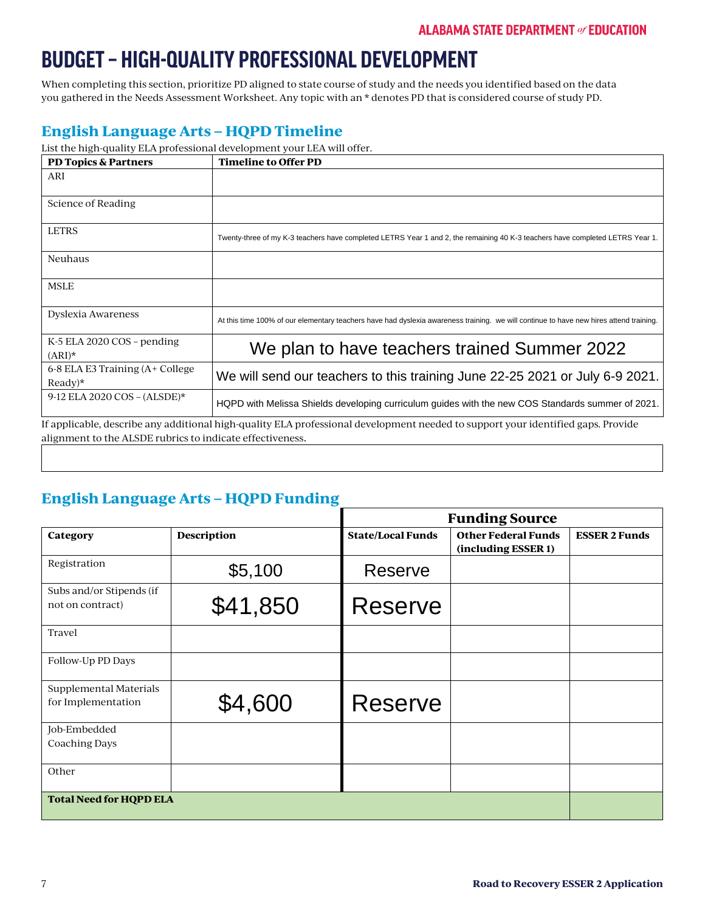# BUDGET – HIGH-QUALITY PROFESSIONAL DEVELOPMENT

When completing this section, prioritize PD aligned to state course of study and the needs you identified based on the data you gathered in the Needs Assessment Worksheet. Any topic with an * denotes PD that is considered course of study PD.

## English Language Arts – HQPD Timeline

List the high-quality ELA professional development your LEA will offer.

| PD Topics & Partners | Timeline to Offer PD |
|---|---|
| ARI | |
| Science of Reading | |
| LETRS | Twenty-three of my K-3 teachers have completed LETRS Year 1 and 2, the remaining 40 K-3 teachers have completed LETRS Year 1. |
| Neuhaus | |
| MSLE | |
| Dyslexia Awareness | At this time 100% of our elementary teachers have had dyslexia awareness training. we will continue to have new hires attend training. |
| K-5 ELA 2020 COS – pending (ARI)* | We plan to have teachers trained Summer 2022 |
| 6-8 ELA E3 Training (A+ College Ready)* | We will send our teachers to this training June 22-25 2021 or July 6-9 2021. |
| 9-12 ELA 2020 COS – (ALSDE)* | HQPD with Melissa Shields developing curriculum guides with the new COS Standards summer of 2021. |

If applicable, describe any additional high-quality ELA professional development needed to support your identified gaps. Provide alignment to the ALSDE rubrics to indicate effectiveness.

## English Language Arts – HQPD Funding

| | | Funding Source | | |
|---|---|---|---|---|
| **Category** | **Description** | **State/Local Funds** | **Other Federal Funds (including ESSER 1)** | **ESSER 2 Funds** |
| Registration | $5,100 | Reserve | | |
| Subs and/or Stipends (if not on contract) | $41,850 | Reserve | | |
| Travel | | | | |
| Follow-Up PD Days | | | | |
| Supplemental Materials for Implementation | $4,600 | Reserve | | |
| Job-Embedded Coaching Days | | | | |
| Other | | | | |
| **Total Need for HQPD ELA** | | | | |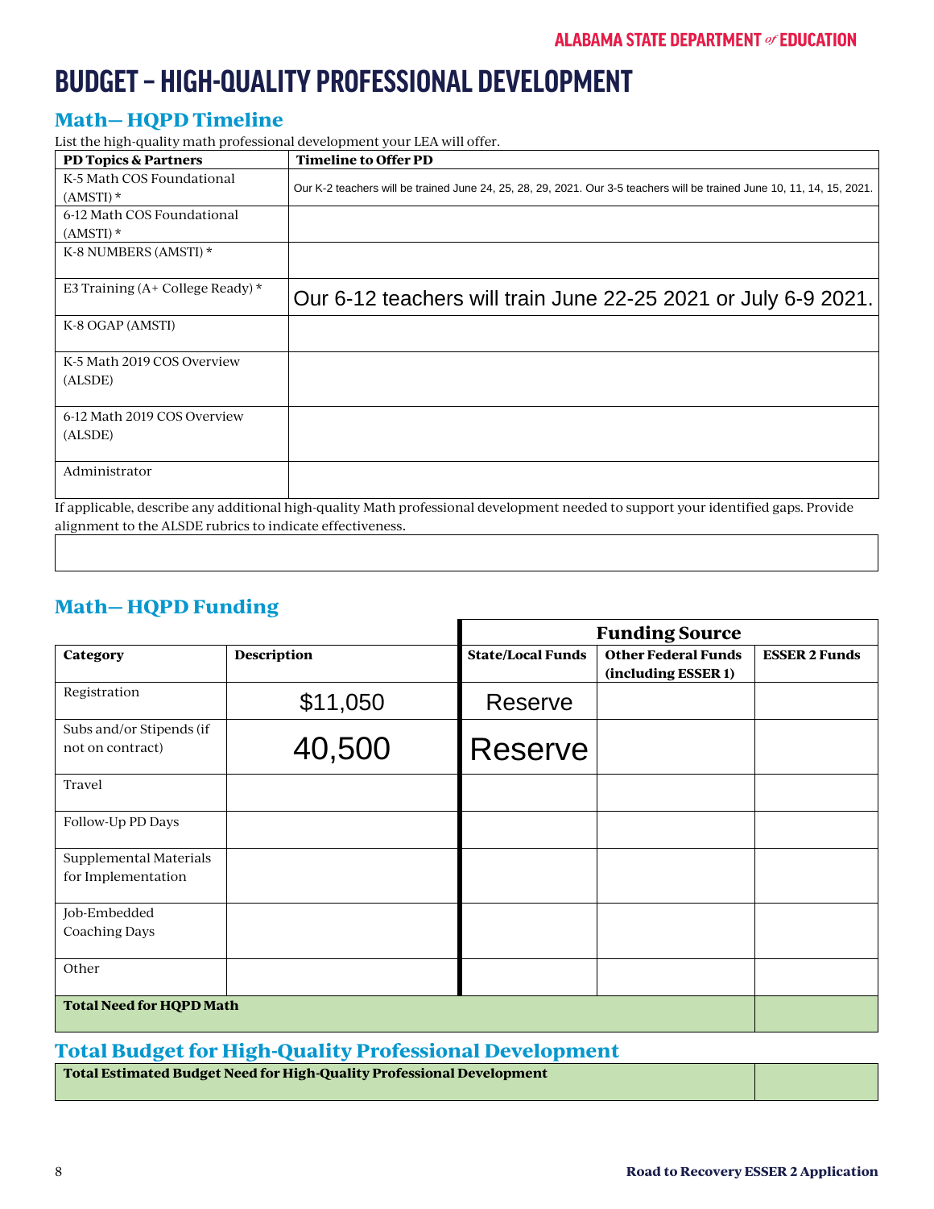# BUDGET – HIGH-QUALITY PROFESSIONAL DEVELOPMENT

## Math— HQPD Timeline

List the high-quality math professional development your LEA will offer.

| PD Topics & Partners | Timeline to Offer PD |
|---|---|
| K-5 Math COS Foundational (AMSTI) * | Our K-2 teachers will be trained June 24, 25, 28, 29, 2021. Our 3-5 teachers will be trained June 10, 11, 14, 15, 2021. |
| 6-12 Math COS Foundational (AMSTI) * | |
| K-8 NUMBERS (AMSTI) * | |
| E3 Training (A+ College Ready) * | Our 6-12 teachers will train June 22-25 2021 or July 6-9 2021. |
| K-8 OGAP (AMSTI) | |
| K-5 Math 2019 COS Overview (ALSDE) | |
| 6-12 Math 2019 COS Overview (ALSDE) | |
| Administrator | |

If applicable, describe any additional high-quality Math professional development needed to support your identified gaps. Provide alignment to the ALSDE rubrics to indicate effectiveness.

| |
|---|
| |

## Math— HQPD Funding

| | | Funding Source | | |
|---|---|---|---|---|
| **Category** | **Description** | **State/Local Funds** | **Other Federal Funds (including ESSER 1)** | **ESSER 2 Funds** |
| Registration | $11,050 | Reserve | | |
| Subs and/or Stipends (if not on contract) | 40,500 | Reserve | | |
| Travel | | | | |
| Follow-Up PD Days | | | | |
| Supplemental Materials for Implementation | | | | |
| Job-Embedded Coaching Days | | | | |
| Other | | | | |
| **Total Need for HQPD Math** | | | | |

## Total Budget for High-Quality Professional Development

| **Total Estimated Budget Need for High-Quality Professional Development** | |
|---|---|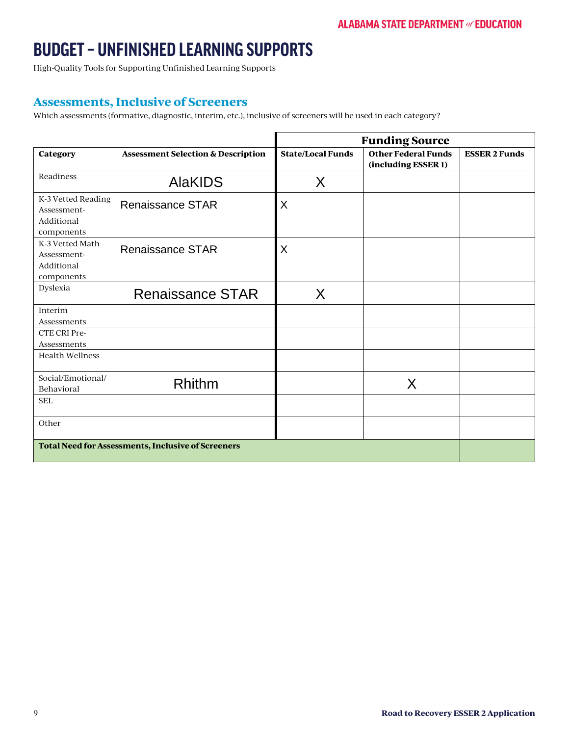# BUDGET – UNFINISHED LEARNING SUPPORTS

High-Quality Tools for Supporting Unfinished Learning Supports

## Assessments, Inclusive of Screeners

Which assessments (formative, diagnostic, interim, etc.), inclusive of screeners will be used in each category?

| | | Funding Source | | |
|---|---|---|---|---|
| **Category** | **Assessment Selection & Description** | **State/Local Funds** | **Other Federal Funds (including ESSER 1)** | **ESSER 2 Funds** |
| Readiness | AlaKIDS | X | | |
| K-3 Vetted Reading Assessment- Additional components | Renaissance STAR | X | | |
| K-3 Vetted Math Assessment- Additional components | Renaissance STAR | X | | |
| Dyslexia | Renaissance STAR | X | | |
| Interim Assessments | | | | |
| CTE CRI Pre-Assessments | | | | |
| Health Wellness | | | | |
| Social/Emotional/ Behavioral | Rhithm | | X | |
| SEL | | | | |
| Other | | | | |
| **Total Need for Assessments, Inclusive of Screeners** | | | | |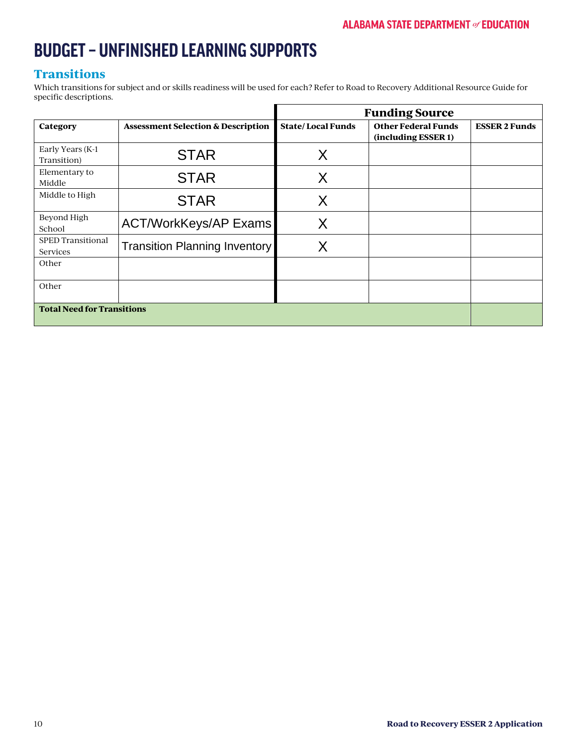# BUDGET – UNFINISHED LEARNING SUPPORTS

## Transitions

Which transitions for subject and or skills readiness will be used for each? Refer to Road to Recovery Additional Resource Guide for specific descriptions.

| | | Funding Source | | |
|---|---|---|---|---|
| **Category** | **Assessment Selection & Description** | **State/ Local Funds** | **Other Federal Funds (including ESSER 1)** | **ESSER 2 Funds** |
| Early Years (K-1 Transition) | STAR | X | | |
| Elementary to Middle | STAR | X | | |
| Middle to High | STAR | X | | |
| Beyond High School | ACT/WorkKeys/AP Exams | X | | |
| SPED Transitional Services | Transition Planning Inventory | X | | |
| Other | | | | |
| Other | | | | |
| **Total Need for Transitions** | | | | |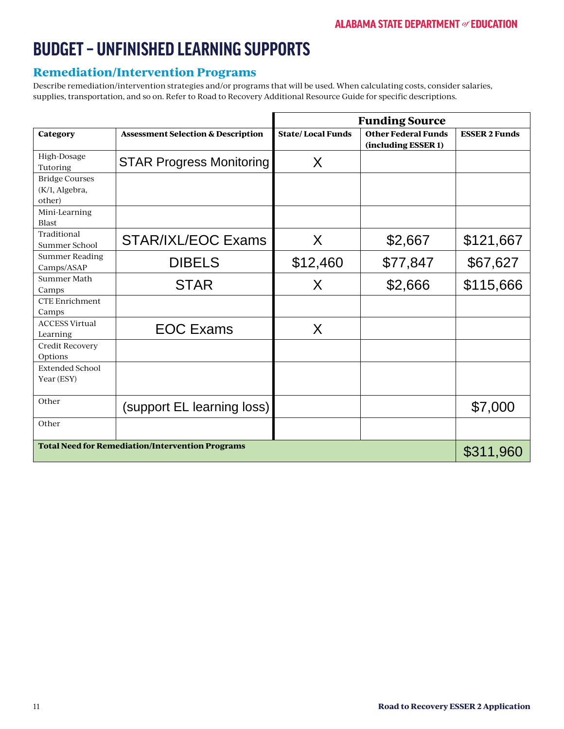# BUDGET – UNFINISHED LEARNING SUPPORTS

## Remediation/Intervention Programs

Describe remediation/intervention strategies and/or programs that will be used. When calculating costs, consider salaries, supplies, transportation, and so on. Refer to Road to Recovery Additional Resource Guide for specific descriptions.

| | | Funding Source | | |
|---|---|---|---|---|
| **Category** | **Assessment Selection & Description** | **State/ Local Funds** | **Other Federal Funds (including ESSER 1)** | **ESSER 2 Funds** |
| High-Dosage Tutoring | STAR Progress Monitoring | X | | |
| Bridge Courses (K/1, Algebra, other) | | | | |
| Mini-Learning Blast | | | | |
| Traditional Summer School | STAR/IXL/EOC Exams | X | $2,667 | $121,667 |
| Summer Reading Camps/ASAP | DIBELS | $12,460 | $77,847 | $67,627 |
| Summer Math Camps | STAR | X | $2,666 | $115,666 |
| CTE Enrichment Camps | | | | |
| ACCESS Virtual Learning | EOC Exams | X | | |
| Credit Recovery Options | | | | |
| Extended School Year (ESY) | | | | |
| Other | (support EL learning loss) | | | $7,000 |
| Other | | | | |
| **Total Need for Remediation/Intervention Programs** | | | | $311,960 |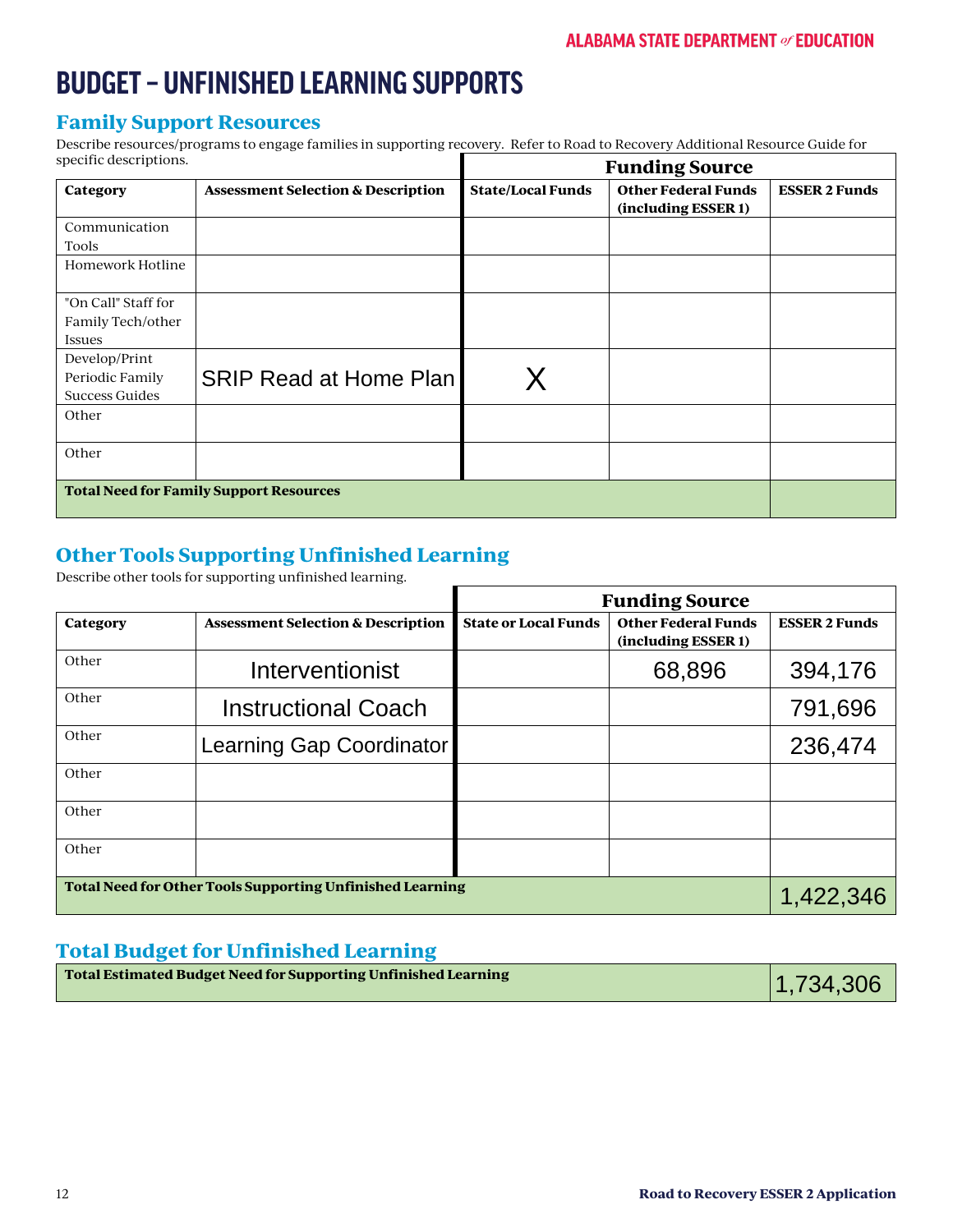# BUDGET – UNFINISHED LEARNING SUPPORTS

## Family Support Resources

Describe resources/programs to engage families in supporting recovery. Refer to Road to Recovery Additional Resource Guide for specific descriptions.

| | | Funding Source | | |
|---|---|---|---|---|
| **Category** | **Assessment Selection & Description** | **State/Local Funds** | **Other Federal Funds (including ESSER 1)** | **ESSER 2 Funds** |
| Communication Tools | | | | |
| Homework Hotline | | | | |
| "On Call" Staff for Family Tech/other Issues | | | | |
| Develop/Print Periodic Family Success Guides | SRIP Read at Home Plan | X | | |
| Other | | | | |
| Other | | | | |
| **Total Need for Family Support Resources** | | | | |

## Other Tools Supporting Unfinished Learning

Describe other tools for supporting unfinished learning.

| | | Funding Source | | |
|---|---|---|---|---|
| **Category** | **Assessment Selection & Description** | **State or Local Funds** | **Other Federal Funds (including ESSER 1)** | **ESSER 2 Funds** |
| Other | Interventionist | | 68,896 | 394,176 |
| Other | Instructional Coach | | | 791,696 |
| Other | Learning Gap Coordinator | | | 236,474 |
| Other | | | | |
| Other | | | | |
| Other | | | | |
| **Total Need for Other Tools Supporting Unfinished Learning** | | | | 1,422,346 |

## Total Budget for Unfinished Learning

| | |
|---|---|
| **Total Estimated Budget Need for Supporting Unfinished Learning** | 1,734,306 |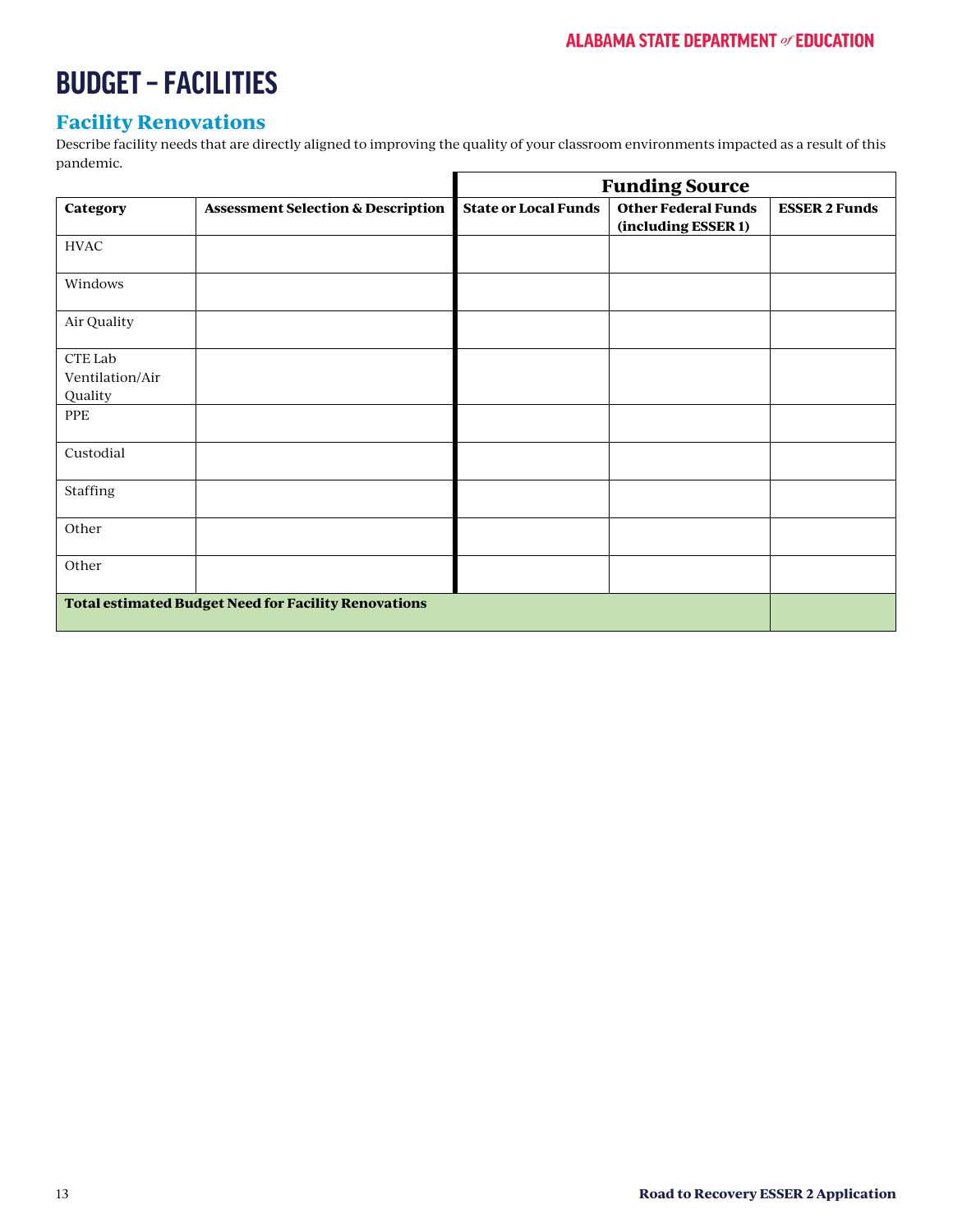# BUDGET – FACILITIES

## Facility Renovations

Describe facility needs that are directly aligned to improving the quality of your classroom environments impacted as a result of this pandemic.

| | | Funding Source | | |
|---|---|---|---|---|
| **Category** | **Assessment Selection & Description** | **State or Local Funds** | **Other Federal Funds (including ESSER 1)** | **ESSER 2 Funds** |
| HVAC | | | | |
| Windows | | | | |
| Air Quality | | | | |
| CTE Lab Ventilation/Air Quality | | | | |
| PPE | | | | |
| Custodial | | | | |
| Staffing | | | | |
| Other | | | | |
| Other | | | | |
| **Total estimated Budget Need for Facility Renovations** | | | | |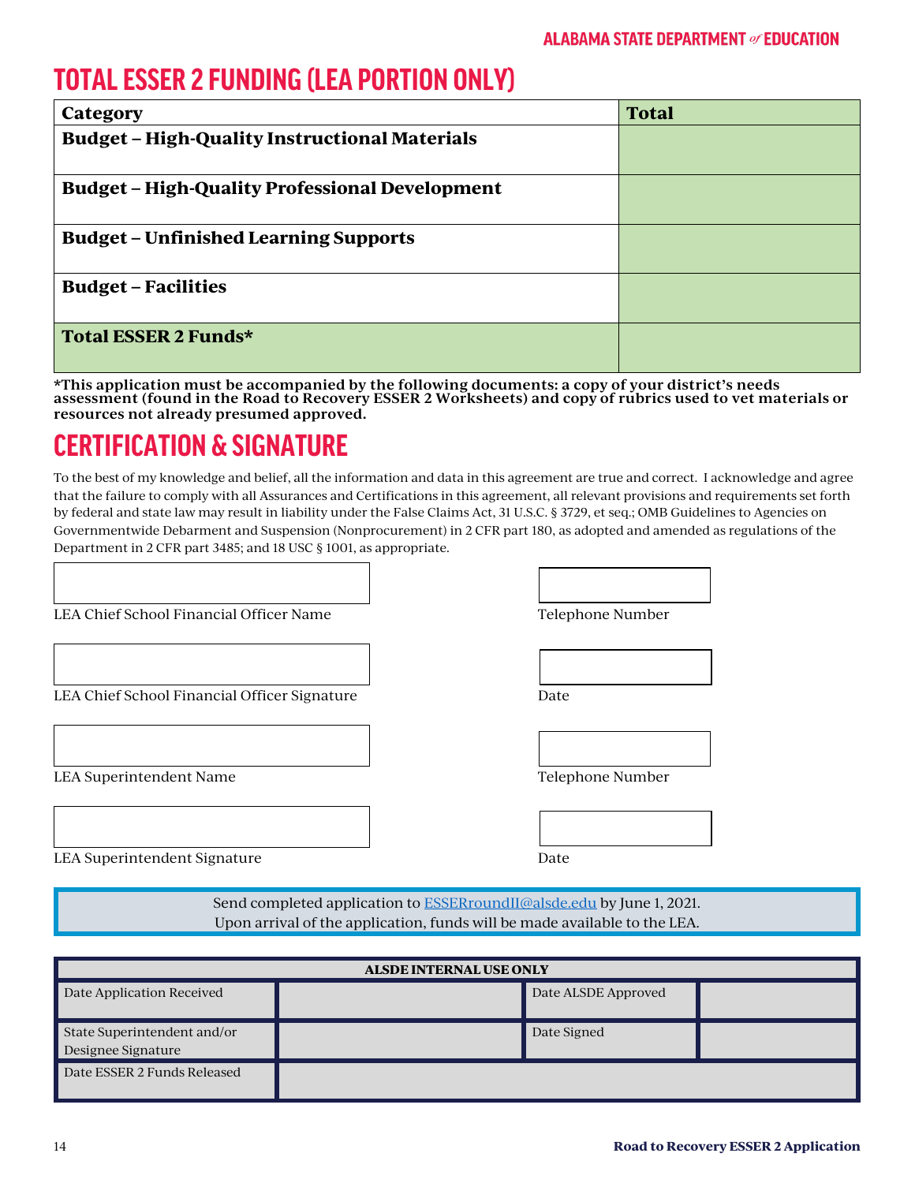# TOTAL ESSER 2 FUNDING (LEA PORTION ONLY)

| Category | Total |
|---|---|
| **Budget – High-Quality Instructional Materials** | |
| **Budget – High-Quality Professional Development** | |
| **Budget – Unfinished Learning Supports** | |
| **Budget – Facilities** | |
| **Total ESSER 2 Funds*** | |

***This application must be accompanied by the following documents: a copy of your district's needs assessment (found in the Road to Recovery ESSER 2 Worksheets) and copy of rubrics used to vet materials or resources not already presumed approved.**

# CERTIFICATION & SIGNATURE

To the best of my knowledge and belief, all the information and data in this agreement are true and correct. I acknowledge and agree that the failure to comply with all Assurances and Certifications in this agreement, all relevant provisions and requirements set forth by federal and state law may result in liability under the False Claims Act, 31 U.S.C. § 3729, et seq.; OMB Guidelines to Agencies on Governmentwide Debarment and Suspension (Nonprocurement) in 2 CFR part 180, as adopted and amended as regulations of the Department in 2 CFR part 3485; and 18 USC § 1001, as appropriate.

LEA Chief School Financial Officer Name ____________________ Telephone Number ____________________

LEA Chief School Financial Officer Signature ____________________ Date ____________________

LEA Superintendent Name ____________________ Telephone Number ____________________

LEA Superintendent Signature ____________________ Date ____________________

Send completed application to ESSERroundII@alsde.edu by June 1, 2021.
Upon arrival of the application, funds will be made available to the LEA.

| ALSDE INTERNAL USE ONLY | | | |
|---|---|---|---|
| Date Application Received | | Date ALSDE Approved | |
| State Superintendent and/or Designee Signature | | Date Signed | |
| Date ESSER 2 Funds Released | | | |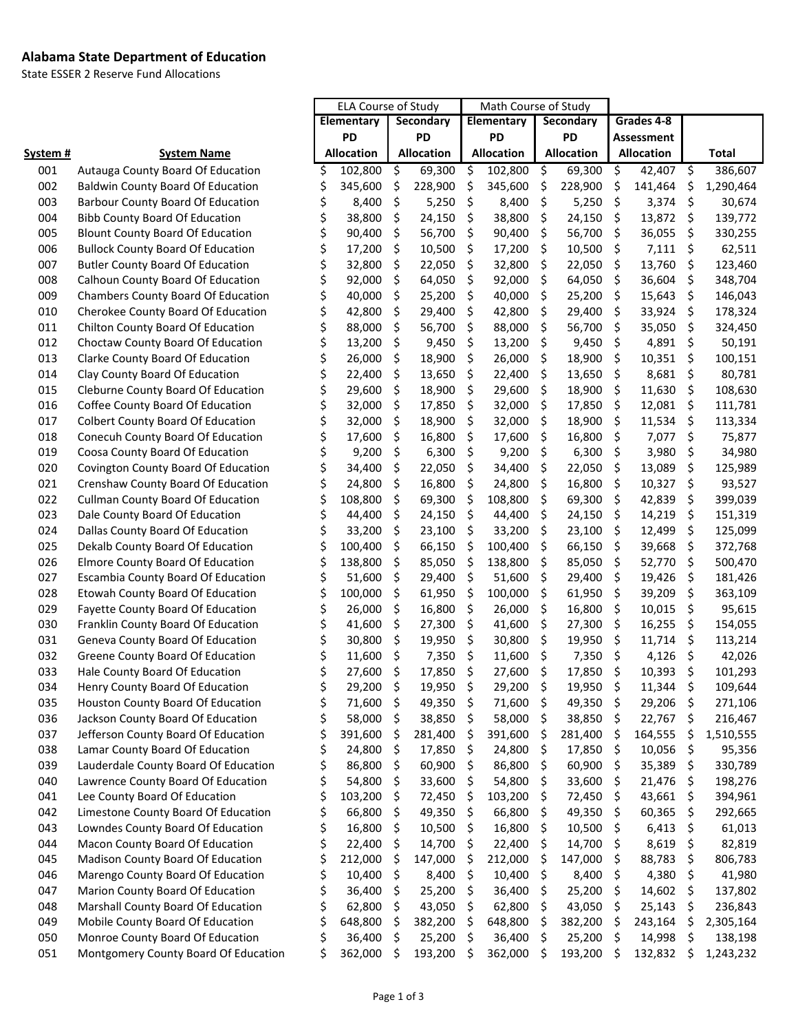**Alabama State Department of Education**

State ESSER 2 Reserve Fund Allocations

| | | ELA Course of Study | | Math Course of Study | | | |
|---|---|---|---|---|---|---|---|
| **System #** | **System Name** | **Elementary PD Allocation** | **Secondary PD Allocation** | **Elementary PD Allocation** | **Secondary PD Allocation** | **Grades 4-8 Assessment Allocation** | **Total** |
| 001 | Autauga County Board Of Education | $ 102,800 | $ 69,300 | $ 102,800 | $ 69,300 | $ 42,407 | $ 386,607 |
| 002 | Baldwin County Board Of Education | $ 345,600 | $ 228,900 | $ 345,600 | $ 228,900 | $ 141,464 | $ 1,290,464 |
| 003 | Barbour County Board Of Education | $ 8,400 | $ 5,250 | $ 8,400 | $ 5,250 | $ 3,374 | $ 30,674 |
| 004 | Bibb County Board Of Education | $ 38,800 | $ 24,150 | $ 38,800 | $ 24,150 | $ 13,872 | $ 139,772 |
| 005 | Blount County Board Of Education | $ 90,400 | $ 56,700 | $ 90,400 | $ 56,700 | $ 36,055 | $ 330,255 |
| 006 | Bullock County Board Of Education | $ 17,200 | $ 10,500 | $ 17,200 | $ 10,500 | $ 7,111 | $ 62,511 |
| 007 | Butler County Board Of Education | $ 32,800 | $ 22,050 | $ 32,800 | $ 22,050 | $ 13,760 | $ 123,460 |
| 008 | Calhoun County Board Of Education | $ 92,000 | $ 64,050 | $ 92,000 | $ 64,050 | $ 36,604 | $ 348,704 |
| 009 | Chambers County Board Of Education | $ 40,000 | $ 25,200 | $ 40,000 | $ 25,200 | $ 15,643 | $ 146,043 |
| 010 | Cherokee County Board Of Education | $ 42,800 | $ 29,400 | $ 42,800 | $ 29,400 | $ 33,924 | $ 178,324 |
| 011 | Chilton County Board Of Education | $ 88,000 | $ 56,700 | $ 88,000 | $ 56,700 | $ 35,050 | $ 324,450 |
| 012 | Choctaw County Board Of Education | $ 13,200 | $ 9,450 | $ 13,200 | $ 9,450 | $ 4,891 | $ 50,191 |
| 013 | Clarke County Board Of Education | $ 26,000 | $ 18,900 | $ 26,000 | $ 18,900 | $ 10,351 | $ 100,151 |
| 014 | Clay County Board Of Education | $ 22,400 | $ 13,650 | $ 22,400 | $ 13,650 | $ 8,681 | $ 80,781 |
| 015 | Cleburne County Board Of Education | $ 29,600 | $ 18,900 | $ 29,600 | $ 18,900 | $ 11,630 | $ 108,630 |
| 016 | Coffee County Board Of Education | $ 32,000 | $ 17,850 | $ 32,000 | $ 17,850 | $ 12,081 | $ 111,781 |
| 017 | Colbert County Board Of Education | $ 32,000 | $ 18,900 | $ 32,000 | $ 18,900 | $ 11,534 | $ 113,334 |
| 018 | Conecuh County Board Of Education | $ 17,600 | $ 16,800 | $ 17,600 | $ 16,800 | $ 7,077 | $ 75,877 |
| 019 | Coosa County Board Of Education | $ 9,200 | $ 6,300 | $ 9,200 | $ 6,300 | $ 3,980 | $ 34,980 |
| 020 | Covington County Board Of Education | $ 34,400 | $ 22,050 | $ 34,400 | $ 22,050 | $ 13,089 | $ 125,989 |
| 021 | Crenshaw County Board Of Education | $ 24,800 | $ 16,800 | $ 24,800 | $ 16,800 | $ 10,327 | $ 93,527 |
| 022 | Cullman County Board Of Education | $ 108,800 | $ 69,300 | $ 108,800 | $ 69,300 | $ 42,839 | $ 399,039 |
| 023 | Dale County Board Of Education | $ 44,400 | $ 24,150 | $ 44,400 | $ 24,150 | $ 14,219 | $ 151,319 |
| 024 | Dallas County Board Of Education | $ 33,200 | $ 23,100 | $ 33,200 | $ 23,100 | $ 12,499 | $ 125,099 |
| 025 | Dekalb County Board Of Education | $ 100,400 | $ 66,150 | $ 100,400 | $ 66,150 | $ 39,668 | $ 372,768 |
| 026 | Elmore County Board Of Education | $ 138,800 | $ 85,050 | $ 138,800 | $ 85,050 | $ 52,770 | $ 500,470 |
| 027 | Escambia County Board Of Education | $ 51,600 | $ 29,400 | $ 51,600 | $ 29,400 | $ 19,426 | $ 181,426 |
| 028 | Etowah County Board Of Education | $ 100,000 | $ 61,950 | $ 100,000 | $ 61,950 | $ 39,209 | $ 363,109 |
| 029 | Fayette County Board Of Education | $ 26,000 | $ 16,800 | $ 26,000 | $ 16,800 | $ 10,015 | $ 95,615 |
| 030 | Franklin County Board Of Education | $ 41,600 | $ 27,300 | $ 41,600 | $ 27,300 | $ 16,255 | $ 154,055 |
| 031 | Geneva County Board Of Education | $ 30,800 | $ 19,950 | $ 30,800 | $ 19,950 | $ 11,714 | $ 113,214 |
| 032 | Greene County Board Of Education | $ 11,600 | $ 7,350 | $ 11,600 | $ 7,350 | $ 4,126 | $ 42,026 |
| 033 | Hale County Board Of Education | $ 27,600 | $ 17,850 | $ 27,600 | $ 17,850 | $ 10,393 | $ 101,293 |
| 034 | Henry County Board Of Education | $ 29,200 | $ 19,950 | $ 29,200 | $ 19,950 | $ 11,344 | $ 109,644 |
| 035 | Houston County Board Of Education | $ 71,600 | $ 49,350 | $ 71,600 | $ 49,350 | $ 29,206 | $ 271,106 |
| 036 | Jackson County Board Of Education | $ 58,000 | $ 38,850 | $ 58,000 | $ 38,850 | $ 22,767 | $ 216,467 |
| 037 | Jefferson County Board Of Education | $ 391,600 | $ 281,400 | $ 391,600 | $ 281,400 | $ 164,555 | $ 1,510,555 |
| 038 | Lamar County Board Of Education | $ 24,800 | $ 17,850 | $ 24,800 | $ 17,850 | $ 10,056 | $ 95,356 |
| 039 | Lauderdale County Board Of Education | $ 86,800 | $ 60,900 | $ 86,800 | $ 60,900 | $ 35,389 | $ 330,789 |
| 040 | Lawrence County Board Of Education | $ 54,800 | $ 33,600 | $ 54,800 | $ 33,600 | $ 21,476 | $ 198,276 |
| 041 | Lee County Board Of Education | $ 103,200 | $ 72,450 | $ 103,200 | $ 72,450 | $ 43,661 | $ 394,961 |
| 042 | Limestone County Board Of Education | $ 66,800 | $ 49,350 | $ 66,800 | $ 49,350 | $ 60,365 | $ 292,665 |
| 043 | Lowndes County Board Of Education | $ 16,800 | $ 10,500 | $ 16,800 | $ 10,500 | $ 6,413 | $ 61,013 |
| 044 | Macon County Board Of Education | $ 22,400 | $ 14,700 | $ 22,400 | $ 14,700 | $ 8,619 | $ 82,819 |
| 045 | Madison County Board Of Education | $ 212,000 | $ 147,000 | $ 212,000 | $ 147,000 | $ 88,783 | $ 806,783 |
| 046 | Marengo County Board Of Education | $ 10,400 | $ 8,400 | $ 10,400 | $ 8,400 | $ 4,380 | $ 41,980 |
| 047 | Marion County Board Of Education | $ 36,400 | $ 25,200 | $ 36,400 | $ 25,200 | $ 14,602 | $ 137,802 |
| 048 | Marshall County Board Of Education | $ 62,800 | $ 43,050 | $ 62,800 | $ 43,050 | $ 25,143 | $ 236,843 |
| 049 | Mobile County Board Of Education | $ 648,800 | $ 382,200 | $ 648,800 | $ 382,200 | $ 243,164 | $ 2,305,164 |
| 050 | Monroe County Board Of Education | $ 36,400 | $ 25,200 | $ 36,400 | $ 25,200 | $ 14,998 | $ 138,198 |
| 051 | Montgomery County Board Of Education | $ 362,000 | $ 193,200 | $ 362,000 | $ 193,200 | $ 132,832 | $ 1,243,232 |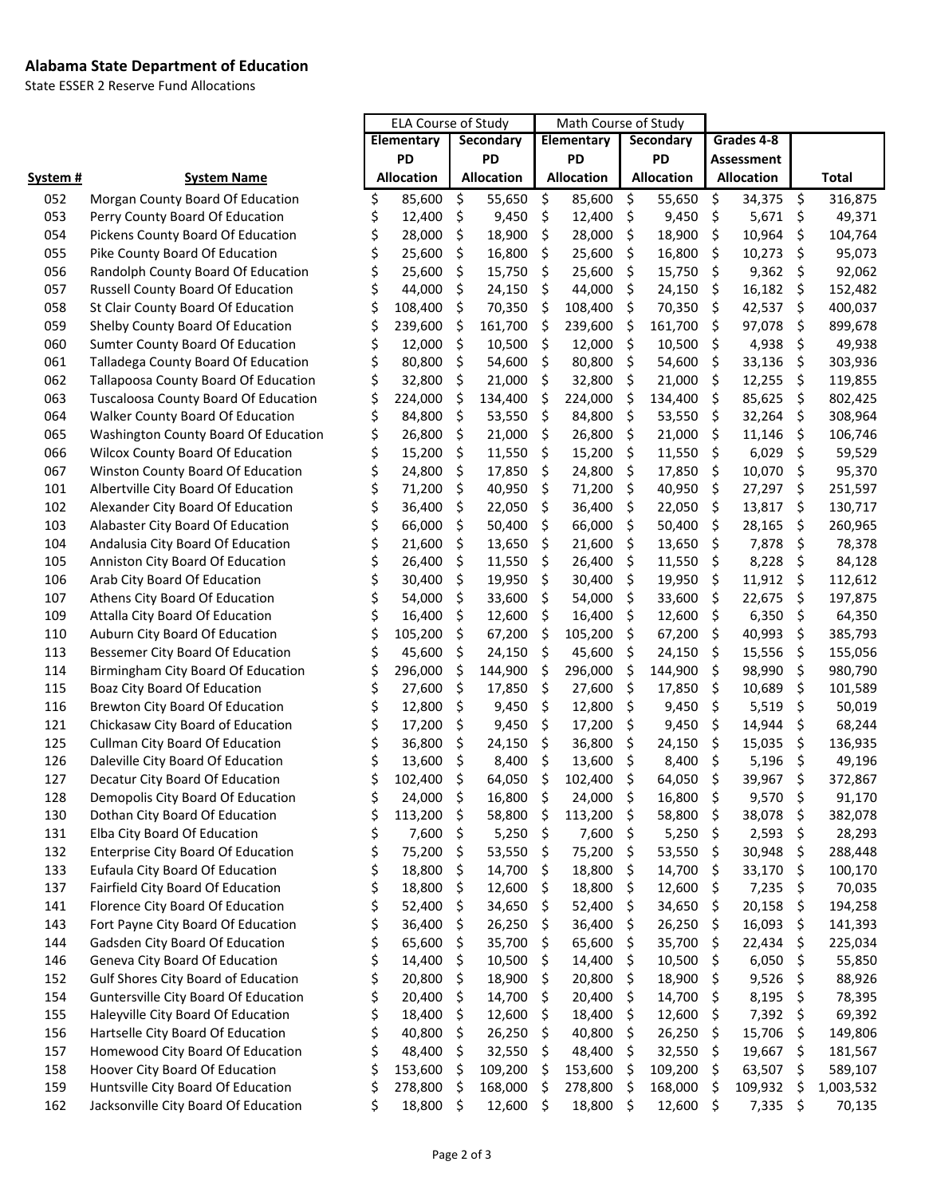**Alabama State Department of Education**

State ESSER 2 Reserve Fund Allocations

| | | ELA Course of Study | | Math Course of Study | | | |
|---|---|---|---|---|---|---|---|
| **System #** | **System Name** | **Elementary PD Allocation** | **Secondary PD Allocation** | **Elementary PD Allocation** | **Secondary PD Allocation** | **Grades 4-8 Assessment Allocation** | **Total** |
| 052 | Morgan County Board Of Education | $ 85,600 | $ 55,650 | $ 85,600 | $ 55,650 | $ 34,375 | $ 316,875 |
| 053 | Perry County Board Of Education | $ 12,400 | $ 9,450 | $ 12,400 | $ 9,450 | $ 5,671 | $ 49,371 |
| 054 | Pickens County Board Of Education | $ 28,000 | $ 18,900 | $ 28,000 | $ 18,900 | $ 10,964 | $ 104,764 |
| 055 | Pike County Board Of Education | $ 25,600 | $ 16,800 | $ 25,600 | $ 16,800 | $ 10,273 | $ 95,073 |
| 056 | Randolph County Board Of Education | $ 25,600 | $ 15,750 | $ 25,600 | $ 15,750 | $ 9,362 | $ 92,062 |
| 057 | Russell County Board Of Education | $ 44,000 | $ 24,150 | $ 44,000 | $ 24,150 | $ 16,182 | $ 152,482 |
| 058 | St Clair County Board Of Education | $ 108,400 | $ 70,350 | $ 108,400 | $ 70,350 | $ 42,537 | $ 400,037 |
| 059 | Shelby County Board Of Education | $ 239,600 | $ 161,700 | $ 239,600 | $ 161,700 | $ 97,078 | $ 899,678 |
| 060 | Sumter County Board Of Education | $ 12,000 | $ 10,500 | $ 12,000 | $ 10,500 | $ 4,938 | $ 49,938 |
| 061 | Talladega County Board Of Education | $ 80,800 | $ 54,600 | $ 80,800 | $ 54,600 | $ 33,136 | $ 303,936 |
| 062 | Tallapoosa County Board Of Education | $ 32,800 | $ 21,000 | $ 32,800 | $ 21,000 | $ 12,255 | $ 119,855 |
| 063 | Tuscaloosa County Board Of Education | $ 224,000 | $ 134,400 | $ 224,000 | $ 134,400 | $ 85,625 | $ 802,425 |
| 064 | Walker County Board Of Education | $ 84,800 | $ 53,550 | $ 84,800 | $ 53,550 | $ 32,264 | $ 308,964 |
| 065 | Washington County Board Of Education | $ 26,800 | $ 21,000 | $ 26,800 | $ 21,000 | $ 11,146 | $ 106,746 |
| 066 | Wilcox County Board Of Education | $ 15,200 | $ 11,550 | $ 15,200 | $ 11,550 | $ 6,029 | $ 59,529 |
| 067 | Winston County Board Of Education | $ 24,800 | $ 17,850 | $ 24,800 | $ 17,850 | $ 10,070 | $ 95,370 |
| 101 | Albertville City Board Of Education | $ 71,200 | $ 40,950 | $ 71,200 | $ 40,950 | $ 27,297 | $ 251,597 |
| 102 | Alexander City Board Of Education | $ 36,400 | $ 22,050 | $ 36,400 | $ 22,050 | $ 13,817 | $ 130,717 |
| 103 | Alabaster City Board Of Education | $ 66,000 | $ 50,400 | $ 66,000 | $ 50,400 | $ 28,165 | $ 260,965 |
| 104 | Andalusia City Board Of Education | $ 21,600 | $ 13,650 | $ 21,600 | $ 13,650 | $ 7,878 | $ 78,378 |
| 105 | Anniston City Board Of Education | $ 26,400 | $ 11,550 | $ 26,400 | $ 11,550 | $ 8,228 | $ 84,128 |
| 106 | Arab City Board Of Education | $ 30,400 | $ 19,950 | $ 30,400 | $ 19,950 | $ 11,912 | $ 112,612 |
| 107 | Athens City Board Of Education | $ 54,000 | $ 33,600 | $ 54,000 | $ 33,600 | $ 22,675 | $ 197,875 |
| 109 | Attalla City Board Of Education | $ 16,400 | $ 12,600 | $ 16,400 | $ 12,600 | $ 6,350 | $ 64,350 |
| 110 | Auburn City Board Of Education | $ 105,200 | $ 67,200 | $ 105,200 | $ 67,200 | $ 40,993 | $ 385,793 |
| 113 | Bessemer City Board Of Education | $ 45,600 | $ 24,150 | $ 45,600 | $ 24,150 | $ 15,556 | $ 155,056 |
| 114 | Birmingham City Board Of Education | $ 296,000 | $ 144,900 | $ 296,000 | $ 144,900 | $ 98,990 | $ 980,790 |
| 115 | Boaz City Board Of Education | $ 27,600 | $ 17,850 | $ 27,600 | $ 17,850 | $ 10,689 | $ 101,589 |
| 116 | Brewton City Board Of Education | $ 12,800 | $ 9,450 | $ 12,800 | $ 9,450 | $ 5,519 | $ 50,019 |
| 121 | Chickasaw City Board of Education | $ 17,200 | $ 9,450 | $ 17,200 | $ 9,450 | $ 14,944 | $ 68,244 |
| 125 | Cullman City Board Of Education | $ 36,800 | $ 24,150 | $ 36,800 | $ 24,150 | $ 15,035 | $ 136,935 |
| 126 | Daleville City Board Of Education | $ 13,600 | $ 8,400 | $ 13,600 | $ 8,400 | $ 5,196 | $ 49,196 |
| 127 | Decatur City Board Of Education | $ 102,400 | $ 64,050 | $ 102,400 | $ 64,050 | $ 39,967 | $ 372,867 |
| 128 | Demopolis City Board Of Education | $ 24,000 | $ 16,800 | $ 24,000 | $ 16,800 | $ 9,570 | $ 91,170 |
| 130 | Dothan City Board Of Education | $ 113,200 | $ 58,800 | $ 113,200 | $ 58,800 | $ 38,078 | $ 382,078 |
| 131 | Elba City Board Of Education | $ 7,600 | $ 5,250 | $ 7,600 | $ 5,250 | $ 2,593 | $ 28,293 |
| 132 | Enterprise City Board Of Education | $ 75,200 | $ 53,550 | $ 75,200 | $ 53,550 | $ 30,948 | $ 288,448 |
| 133 | Eufaula City Board Of Education | $ 18,800 | $ 14,700 | $ 18,800 | $ 14,700 | $ 33,170 | $ 100,170 |
| 137 | Fairfield City Board Of Education | $ 18,800 | $ 12,600 | $ 18,800 | $ 12,600 | $ 7,235 | $ 70,035 |
| 141 | Florence City Board Of Education | $ 52,400 | $ 34,650 | $ 52,400 | $ 34,650 | $ 20,158 | $ 194,258 |
| 143 | Fort Payne City Board Of Education | $ 36,400 | $ 26,250 | $ 36,400 | $ 26,250 | $ 16,093 | $ 141,393 |
| 144 | Gadsden City Board Of Education | $ 65,600 | $ 35,700 | $ 65,600 | $ 35,700 | $ 22,434 | $ 225,034 |
| 146 | Geneva City Board Of Education | $ 14,400 | $ 10,500 | $ 14,400 | $ 10,500 | $ 6,050 | $ 55,850 |
| 152 | Gulf Shores City Board of Education | $ 20,800 | $ 18,900 | $ 20,800 | $ 18,900 | $ 9,526 | $ 88,926 |
| 154 | Guntersville City Board Of Education | $ 20,400 | $ 14,700 | $ 20,400 | $ 14,700 | $ 8,195 | $ 78,395 |
| 155 | Haleyville City Board Of Education | $ 18,400 | $ 12,600 | $ 18,400 | $ 12,600 | $ 7,392 | $ 69,392 |
| 156 | Hartselle City Board Of Education | $ 40,800 | $ 26,250 | $ 40,800 | $ 26,250 | $ 15,706 | $ 149,806 |
| 157 | Homewood City Board Of Education | $ 48,400 | $ 32,550 | $ 48,400 | $ 32,550 | $ 19,667 | $ 181,567 |
| 158 | Hoover City Board Of Education | $ 153,600 | $ 109,200 | $ 153,600 | $ 109,200 | $ 63,507 | $ 589,107 |
| 159 | Huntsville City Board Of Education | $ 278,800 | $ 168,000 | $ 278,800 | $ 168,000 | $ 109,932 | $ 1,003,532 |
| 162 | Jacksonville City Board Of Education | $ 18,800 | $ 12,600 | $ 18,800 | $ 12,600 | $ 7,335 | $ 70,135 |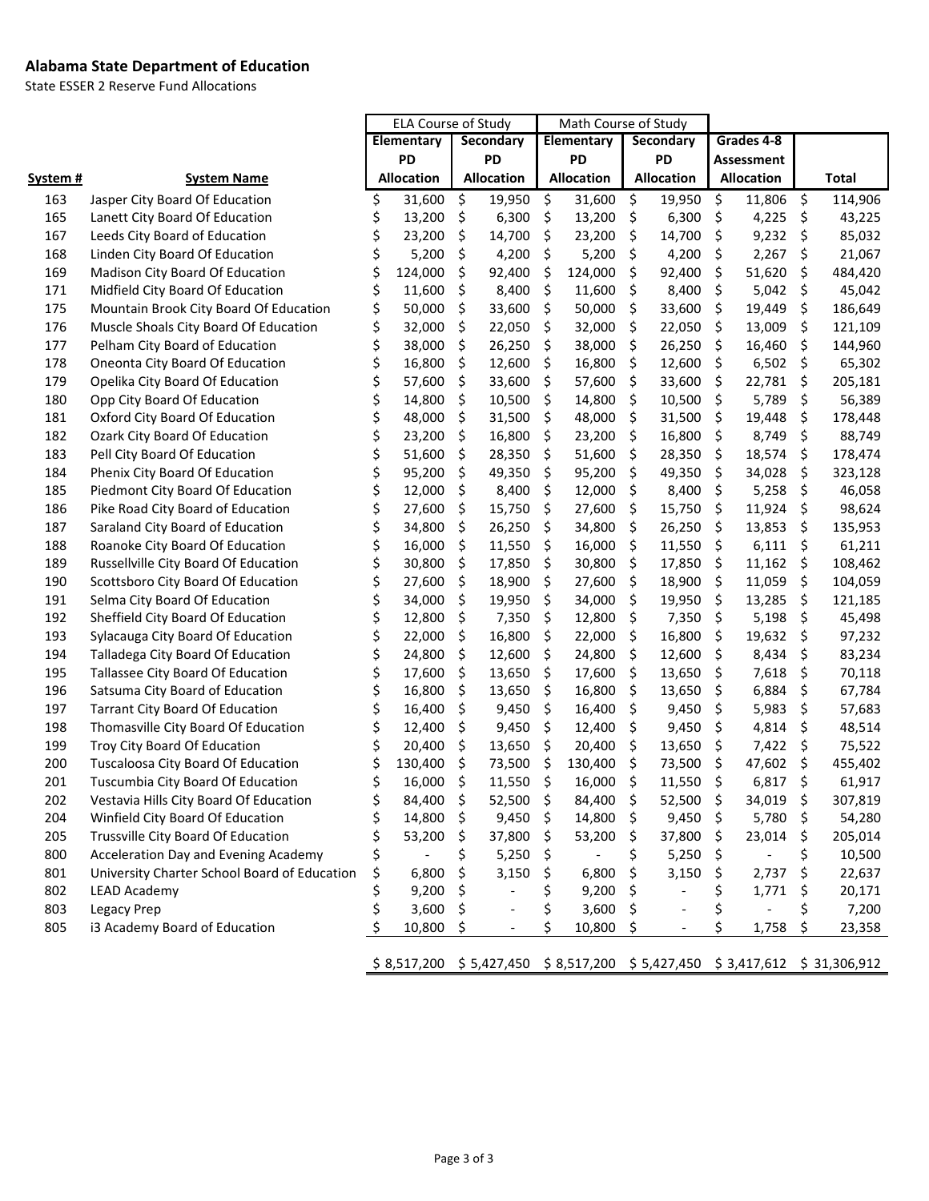**Alabama State Department of Education**

State ESSER 2 Reserve Fund Allocations

| | | ELA Course of Study | | Math Course of Study | | | |
|---|---|---|---|---|---|---|---|
| **System #** | **System Name** | **Elementary PD Allocation** | **Secondary PD Allocation** | **Elementary PD Allocation** | **Secondary PD Allocation** | **Grades 4-8 Assessment Allocation** | **Total** |
| 163 | Jasper City Board Of Education | $ 31,600 | $ 19,950 | $ 31,600 | $ 19,950 | $ 11,806 | $ 114,906 |
| 165 | Lanett City Board Of Education | $ 13,200 | $ 6,300 | $ 13,200 | $ 6,300 | $ 4,225 | $ 43,225 |
| 167 | Leeds City Board of Education | $ 23,200 | $ 14,700 | $ 23,200 | $ 14,700 | $ 9,232 | $ 85,032 |
| 168 | Linden City Board Of Education | $ 5,200 | $ 4,200 | $ 5,200 | $ 4,200 | $ 2,267 | $ 21,067 |
| 169 | Madison City Board Of Education | $ 124,000 | $ 92,400 | $ 124,000 | $ 92,400 | $ 51,620 | $ 484,420 |
| 171 | Midfield City Board Of Education | $ 11,600 | $ 8,400 | $ 11,600 | $ 8,400 | $ 5,042 | $ 45,042 |
| 175 | Mountain Brook City Board Of Education | $ 50,000 | $ 33,600 | $ 50,000 | $ 33,600 | $ 19,449 | $ 186,649 |
| 176 | Muscle Shoals City Board Of Education | $ 32,000 | $ 22,050 | $ 32,000 | $ 22,050 | $ 13,009 | $ 121,109 |
| 177 | Pelham City Board of Education | $ 38,000 | $ 26,250 | $ 38,000 | $ 26,250 | $ 16,460 | $ 144,960 |
| 178 | Oneonta City Board Of Education | $ 16,800 | $ 12,600 | $ 16,800 | $ 12,600 | $ 6,502 | $ 65,302 |
| 179 | Opelika City Board Of Education | $ 57,600 | $ 33,600 | $ 57,600 | $ 33,600 | $ 22,781 | $ 205,181 |
| 180 | Opp City Board Of Education | $ 14,800 | $ 10,500 | $ 14,800 | $ 10,500 | $ 5,789 | $ 56,389 |
| 181 | Oxford City Board Of Education | $ 48,000 | $ 31,500 | $ 48,000 | $ 31,500 | $ 19,448 | $ 178,448 |
| 182 | Ozark City Board Of Education | $ 23,200 | $ 16,800 | $ 23,200 | $ 16,800 | $ 8,749 | $ 88,749 |
| 183 | Pell City Board Of Education | $ 51,600 | $ 28,350 | $ 51,600 | $ 28,350 | $ 18,574 | $ 178,474 |
| 184 | Phenix City Board Of Education | $ 95,200 | $ 49,350 | $ 95,200 | $ 49,350 | $ 34,028 | $ 323,128 |
| 185 | Piedmont City Board Of Education | $ 12,000 | $ 8,400 | $ 12,000 | $ 8,400 | $ 5,258 | $ 46,058 |
| 186 | Pike Road City Board of Education | $ 27,600 | $ 15,750 | $ 27,600 | $ 15,750 | $ 11,924 | $ 98,624 |
| 187 | Saraland City Board of Education | $ 34,800 | $ 26,250 | $ 34,800 | $ 26,250 | $ 13,853 | $ 135,953 |
| 188 | Roanoke City Board Of Education | $ 16,000 | $ 11,550 | $ 16,000 | $ 11,550 | $ 6,111 | $ 61,211 |
| 189 | Russellville City Board Of Education | $ 30,800 | $ 17,850 | $ 30,800 | $ 17,850 | $ 11,162 | $ 108,462 |
| 190 | Scottsboro City Board Of Education | $ 27,600 | $ 18,900 | $ 27,600 | $ 18,900 | $ 11,059 | $ 104,059 |
| 191 | Selma City Board Of Education | $ 34,000 | $ 19,950 | $ 34,000 | $ 19,950 | $ 13,285 | $ 121,185 |
| 192 | Sheffield City Board Of Education | $ 12,800 | $ 7,350 | $ 12,800 | $ 7,350 | $ 5,198 | $ 45,498 |
| 193 | Sylacauga City Board Of Education | $ 22,000 | $ 16,800 | $ 22,000 | $ 16,800 | $ 19,632 | $ 97,232 |
| 194 | Talladega City Board Of Education | $ 24,800 | $ 12,600 | $ 24,800 | $ 12,600 | $ 8,434 | $ 83,234 |
| 195 | Tallassee City Board Of Education | $ 17,600 | $ 13,650 | $ 17,600 | $ 13,650 | $ 7,618 | $ 70,118 |
| 196 | Satsuma City Board of Education | $ 16,800 | $ 13,650 | $ 16,800 | $ 13,650 | $ 6,884 | $ 67,784 |
| 197 | Tarrant City Board Of Education | $ 16,400 | $ 9,450 | $ 16,400 | $ 9,450 | $ 5,983 | $ 57,683 |
| 198 | Thomasville City Board Of Education | $ 12,400 | $ 9,450 | $ 12,400 | $ 9,450 | $ 4,814 | $ 48,514 |
| 199 | Troy City Board Of Education | $ 20,400 | $ 13,650 | $ 20,400 | $ 13,650 | $ 7,422 | $ 75,522 |
| 200 | Tuscaloosa City Board Of Education | $ 130,400 | $ 73,500 | $ 130,400 | $ 73,500 | $ 47,602 | $ 455,402 |
| 201 | Tuscumbia City Board Of Education | $ 16,000 | $ 11,550 | $ 16,000 | $ 11,550 | $ 6,817 | $ 61,917 |
| 202 | Vestavia Hills City Board Of Education | $ 84,400 | $ 52,500 | $ 84,400 | $ 52,500 | $ 34,019 | $ 307,819 |
| 204 | Winfield City Board Of Education | $ 14,800 | $ 9,450 | $ 14,800 | $ 9,450 | $ 5,780 | $ 54,280 |
| 205 | Trussville City Board Of Education | $ 53,200 | $ 37,800 | $ 53,200 | $ 37,800 | $ 23,014 | $ 205,014 |
| 800 | Acceleration Day and Evening Academy | $ - | $ 5,250 | $ - | $ 5,250 | $ - | $ 10,500 |
| 801 | University Charter School Board of Education | $ 6,800 | $ 3,150 | $ 6,800 | $ 3,150 | $ 2,737 | $ 22,637 |
| 802 | LEAD Academy | $ 9,200 | $ - | $ 9,200 | $ - | $ 1,771 | $ 20,171 |
| 803 | Legacy Prep | $ 3,600 | $ - | $ 3,600 | $ - | $ - | $ 7,200 |
| 805 | i3 Academy Board of Education | $ 10,800 | $ - | $ 10,800 | $ - | $ 1,758 | $ 23,358 |
| | | $ 8,517,200 | $ 5,427,450 | $ 8,517,200 | $ 5,427,450 | $ 3,417,612 | $ 31,306,912 |